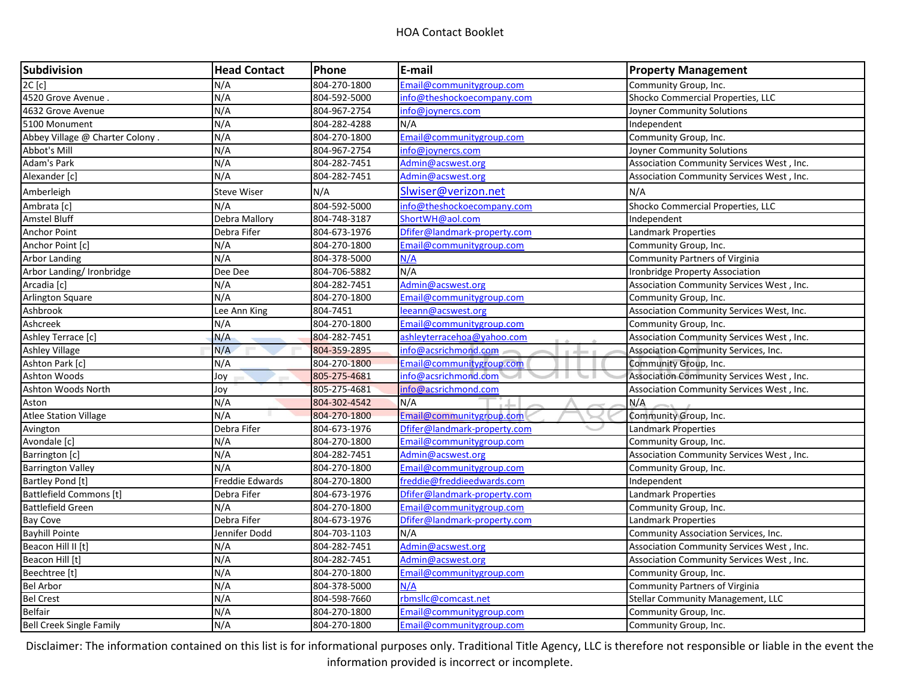HOA Contact Booklet

| Subdivision | Head Contact | Phone | E-mail | Property Management |
|---|---|---|---|---|
| 2C [c] | N/A | 804-270-1800 | Email@communitygroup.com | Community Group, Inc. |
| 4520 Grove Avenue . | N/A | 804-592-5000 | info@theshockoecompany.com | Shocko Commercial Properties, LLC |
| 4632 Grove Avenue | N/A | 804-967-2754 | info@joynercs.com | Joyner Community Solutions |
| 5100 Monument | N/A | 804-282-4288 | N/A | Independent |
| Abbey Village @ Charter Colony . | N/A | 804-270-1800 | Email@communitygroup.com | Community Group, Inc. |
| Abbot's Mill | N/A | 804-967-2754 | info@joynercs.com | Joyner Community Solutions |
| Adam's Park | N/A | 804-282-7451 | Admin@acswest.org | Association Community Services West , Inc. |
| Alexander [c] | N/A | 804-282-7451 | Admin@acswest.org | Association Community Services West , Inc. |
| Amberleigh | Steve Wiser | N/A | Slwiser@verizon.net | N/A |
| Ambrata [c] | N/A | 804-592-5000 | info@theshockoecompany.com | Shocko Commercial Properties, LLC |
| Amstel Bluff | Debra Mallory | 804-748-3187 | ShortWH@aol.com | Independent |
| Anchor Point | Debra Fifer | 804-673-1976 | Dfifer@landmark-property.com | Landmark Properties |
| Anchor Point [c] | N/A | 804-270-1800 | Email@communitygroup.com | Community Group, Inc. |
| Arbor Landing | N/A | 804-378-5000 | N/A | Community Partners of Virginia |
| Arbor Landing/ Ironbridge | Dee Dee | 804-706-5882 | N/A | Ironbridge Property Association |
| Arcadia [c] | N/A | 804-282-7451 | Admin@acswest.org | Association Community Services West , Inc. |
| Arlington Square | N/A | 804-270-1800 | Email@communitygroup.com | Community Group, Inc. |
| Ashbrook | Lee Ann King | 804-7451 | leeann@acswest.org | Association Community Services West, Inc. |
| Ashcreek | N/A | 804-270-1800 | Email@communitygroup.com | Community Group, Inc. |
| Ashley Terrace [c] | N/A | 804-282-7451 | ashleyterracehoa@yahoo.com | Association Community Services West , Inc. |
| Ashley Village | N/A | 804-359-2895 | info@acsrichmond.com | Association Community Services, Inc. |
| Ashton Park [c] | N/A | 804-270-1800 | Email@communitygroup.com | Community Group, Inc. |
| Ashton Woods | Joy | 805-275-4681 | info@acsrichmond.com | Association Community Services West , Inc. |
| Ashton Woods North | Joy | 805-275-4681 | info@acsrichmond.com | Association Community Services West , Inc. |
| Aston | N/A | 804-302-4542 | N/A | N/A |
| Atlee Station Village | N/A | 804-270-1800 | Email@communitygroup.com | Community Group, Inc. |
| Avington | Debra Fifer | 804-673-1976 | Dfifer@landmark-property.com | Landmark Properties |
| Avondale [c] | N/A | 804-270-1800 | Email@communitygroup.com | Community Group, Inc. |
| Barrington [c] | N/A | 804-282-7451 | Admin@acswest.org | Association Community Services West , Inc. |
| Barrington Valley | N/A | 804-270-1800 | Email@communitygroup.com | Community Group, Inc. |
| Bartley Pond [t] | Freddie Edwards | 804-270-1800 | freddie@freddieedwards.com | Independent |
| Battlefield Commons [t] | Debra Fifer | 804-673-1976 | Dfifer@landmark-property.com | Landmark Properties |
| Battlefield Green | N/A | 804-270-1800 | Email@communitygroup.com | Community Group, Inc. |
| Bay Cove | Debra Fifer | 804-673-1976 | Dfifer@landmark-property.com | Landmark Properties |
| Bayhill Pointe | Jennifer Dodd | 804-703-1103 | N/A | Community Association Services, Inc. |
| Beacon Hill II [t] | N/A | 804-282-7451 | Admin@acswest.org | Association Community Services West , Inc. |
| Beacon Hill [t] | N/A | 804-282-7451 | Admin@acswest.org | Association Community Services West , Inc. |
| Beechtree [t] | N/A | 804-270-1800 | Email@communitygroup.com | Community Group, Inc. |
| Bel Arbor | N/A | 804-378-5000 | N/A | Community Partners of Virginia |
| Bel Crest | N/A | 804-598-7660 | rbmsllc@comcast.net | Stellar Community Management, LLC |
| Belfair | N/A | 804-270-1800 | Email@communitygroup.com | Community Group, Inc. |
| Bell Creek Single Family | N/A | 804-270-1800 | Email@communitygroup.com | Community Group, Inc. |

Disclaimer: The information contained on this list is for informational purposes only. Traditional Title Agency, LLC is therefore not responsible or liable in the event the information provided is incorrect or incomplete.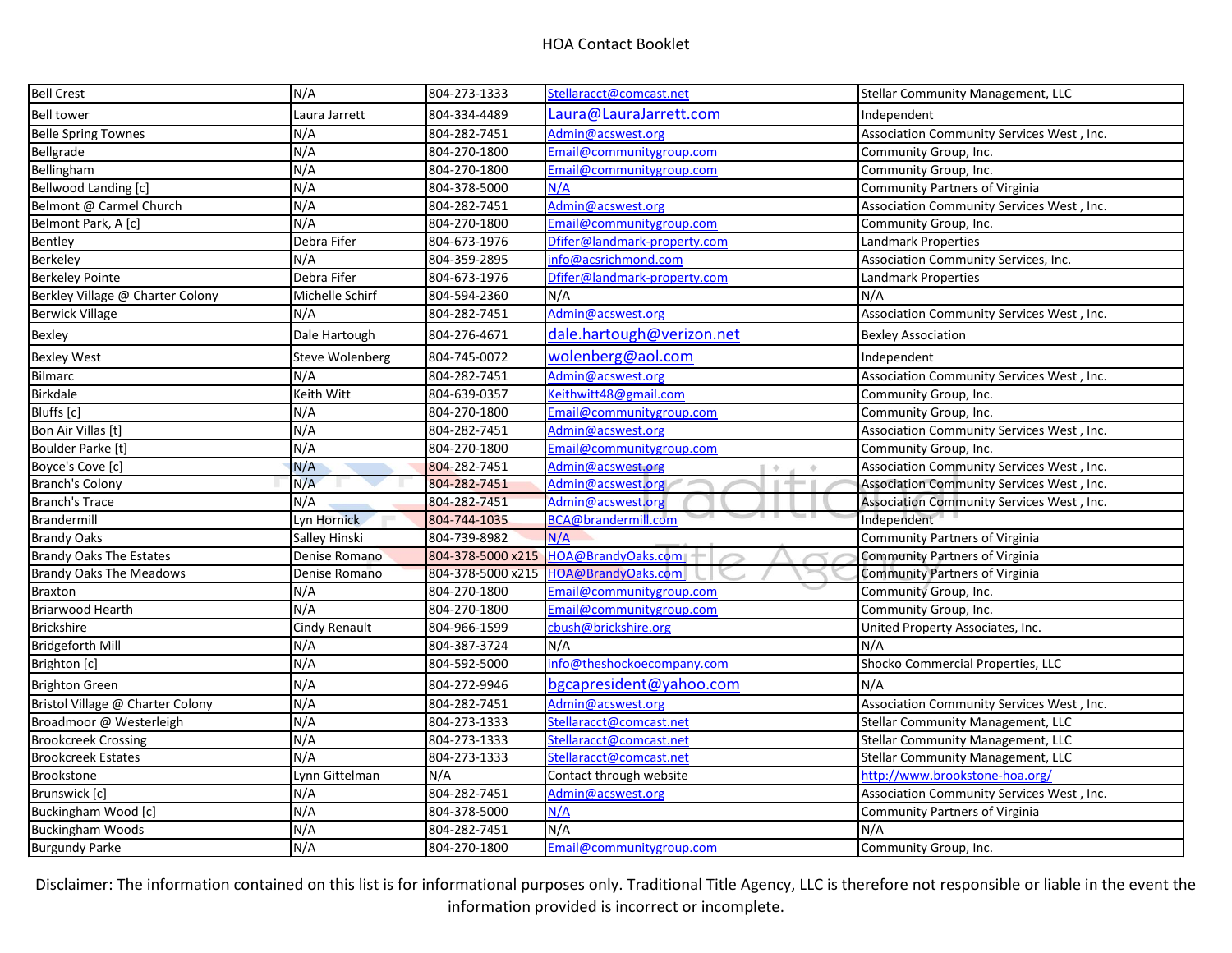# HOA Contact Booklet

| | | | | |
|---|---|---|---|---|
| Bell Crest | N/A | 804-273-1333 | Stellaracct@comcast.net | Stellar Community Management, LLC |
| Bell tower | Laura Jarrett | 804-334-4489 | Laura@LauraJarrett.com | Independent |
| Belle Spring Townes | N/A | 804-282-7451 | Admin@acswest.org | Association Community Services West , Inc. |
| Bellgrade | N/A | 804-270-1800 | Email@communitygroup.com | Community Group, Inc. |
| Bellingham | N/A | 804-270-1800 | Email@communitygroup.com | Community Group, Inc. |
| Bellwood Landing [c] | N/A | 804-378-5000 | N/A | Community Partners of Virginia |
| Belmont @ Carmel Church | N/A | 804-282-7451 | Admin@acswest.org | Association Community Services West , Inc. |
| Belmont Park, A [c] | N/A | 804-270-1800 | Email@communitygroup.com | Community Group, Inc. |
| Bentley | Debra Fifer | 804-673-1976 | Dfifer@landmark-property.com | Landmark Properties |
| Berkeley | N/A | 804-359-2895 | info@acsrichmond.com | Association Community Services, Inc. |
| Berkeley Pointe | Debra Fifer | 804-673-1976 | Dfifer@landmark-property.com | Landmark Properties |
| Berkley Village @ Charter Colony | Michelle Schirf | 804-594-2360 | N/A | N/A |
| Berwick Village | N/A | 804-282-7451 | Admin@acswest.org | Association Community Services West , Inc. |
| Bexley | Dale Hartough | 804-276-4671 | dale.hartough@verizon.net | Bexley Association |
| Bexley West | Steve Wolenberg | 804-745-0072 | wolenberg@aol.com | Independent |
| Bilmarc | N/A | 804-282-7451 | Admin@acswest.org | Association Community Services West , Inc. |
| Birkdale | Keith Witt | 804-639-0357 | Keithwitt48@gmail.com | Community Group, Inc. |
| Bluffs [c] | N/A | 804-270-1800 | Email@communitygroup.com | Community Group, Inc. |
| Bon Air Villas [t] | N/A | 804-282-7451 | Admin@acswest.org | Association Community Services West , Inc. |
| Boulder Parke [t] | N/A | 804-270-1800 | Email@communitygroup.com | Community Group, Inc. |
| Boyce's Cove [c] | N/A | 804-282-7451 | Admin@acswest.org | Association Community Services West , Inc. |
| Branch's Colony | N/A | 804-282-7451 | Admin@acswest.org | Association Community Services West , Inc. |
| Branch's Trace | N/A | 804-282-7451 | Admin@acswest.org | Association Community Services West , Inc. |
| Brandermill | Lyn Hornick | 804-744-1035 | BCA@brandermill.com | Independent |
| Brandy Oaks | Salley Hinski | 804-739-8982 | N/A | Community Partners of Virginia |
| Brandy Oaks The Estates | Denise Romano | 804-378-5000 x215 | HOA@BrandyOaks.com | Community Partners of Virginia |
| Brandy Oaks The Meadows | Denise Romano | 804-378-5000 x215 | HOA@BrandyOaks.com | Community Partners of Virginia |
| Braxton | N/A | 804-270-1800 | Email@communitygroup.com | Community Group, Inc. |
| Briarwood Hearth | N/A | 804-270-1800 | Email@communitygroup.com | Community Group, Inc. |
| Brickshire | Cindy Renault | 804-966-1599 | cbush@brickshire.org | United Property Associates, Inc. |
| Bridgeforth Mill | N/A | 804-387-3724 | N/A | N/A |
| Brighton [c] | N/A | 804-592-5000 | info@theshockoecompany.com | Shocko Commercial Properties, LLC |
| Brighton Green | N/A | 804-272-9946 | bgcapresident@yahoo.com | N/A |
| Bristol Village @ Charter Colony | N/A | 804-282-7451 | Admin@acswest.org | Association Community Services West , Inc. |
| Broadmoor @ Westerleigh | N/A | 804-273-1333 | Stellaracct@comcast.net | Stellar Community Management, LLC |
| Brookcreek Crossing | N/A | 804-273-1333 | Stellaracct@comcast.net | Stellar Community Management, LLC |
| Brookcreek Estates | N/A | 804-273-1333 | Stellaracct@comcast.net | Stellar Community Management, LLC |
| Brookstone | Lynn Gittelman | N/A | Contact through website | http://www.brookstone-hoa.org/ |
| Brunswick [c] | N/A | 804-282-7451 | Admin@acswest.org | Association Community Services West , Inc. |
| Buckingham Wood [c] | N/A | 804-378-5000 | N/A | Community Partners of Virginia |
| Buckingham Woods | N/A | 804-282-7451 | N/A | N/A |
| Burgundy Parke | N/A | 804-270-1800 | Email@communitygroup.com | Community Group, Inc. |

Disclaimer: The information contained on this list is for informational purposes only. Traditional Title Agency, LLC is therefore not responsible or liable in the event the information provided is incorrect or incomplete.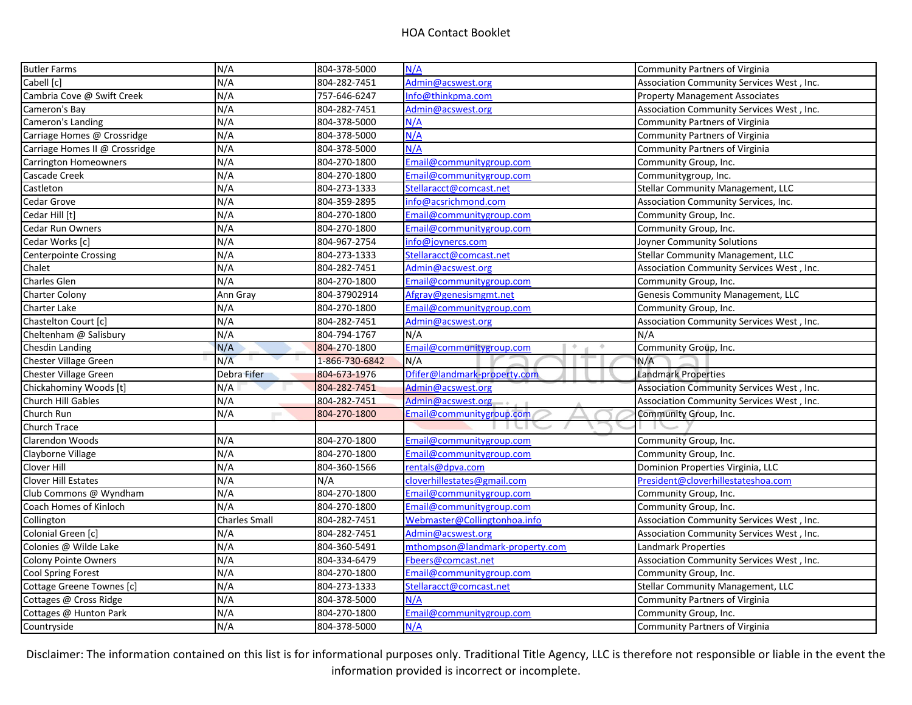# HOA Contact Booklet

| | | | | |
|---|---|---|---|---|
| Butler Farms | N/A | 804-378-5000 | N/A | Community Partners of Virginia |
| Cabell [c] | N/A | 804-282-7451 | Admin@acswest.org | Association Community Services West , Inc. |
| Cambria Cove @ Swift Creek | N/A | 757-646-6247 | Info@thinkpma.com | Property Management Associates |
| Cameron's Bay | N/A | 804-282-7451 | Admin@acswest.org | Association Community Services West , Inc. |
| Cameron's Landing | N/A | 804-378-5000 | N/A | Community Partners of Virginia |
| Carriage Homes @ Crossridge | N/A | 804-378-5000 | N/A | Community Partners of Virginia |
| Carriage Homes II @ Crossridge | N/A | 804-378-5000 | N/A | Community Partners of Virginia |
| Carrington Homeowners | N/A | 804-270-1800 | Email@communitygroup.com | Community Group, Inc. |
| Cascade Creek | N/A | 804-270-1800 | Email@communitygroup.com | Communitygroup, Inc. |
| Castleton | N/A | 804-273-1333 | Stellaracct@comcast.net | Stellar Community Management, LLC |
| Cedar Grove | N/A | 804-359-2895 | info@acsrichmond.com | Association Community Services, Inc. |
| Cedar Hill [t] | N/A | 804-270-1800 | Email@communitygroup.com | Community Group, Inc. |
| Cedar Run Owners | N/A | 804-270-1800 | Email@communitygroup.com | Community Group, Inc. |
| Cedar Works [c] | N/A | 804-967-2754 | info@joynercs.com | Joyner Community Solutions |
| Centerpointe Crossing | N/A | 804-273-1333 | Stellaracct@comcast.net | Stellar Community Management, LLC |
| Chalet | N/A | 804-282-7451 | Admin@acswest.org | Association Community Services West , Inc. |
| Charles Glen | N/A | 804-270-1800 | Email@communitygroup.com | Community Group, Inc. |
| Charter Colony | Ann Gray | 804-37902914 | Afgray@genesismgmt.net | Genesis Community Management, LLC |
| Charter Lake | N/A | 804-270-1800 | Email@communitygroup.com | Community Group, Inc. |
| Chastelton Court [c] | N/A | 804-282-7451 | Admin@acswest.org | Association Community Services West , Inc. |
| Cheltenham @ Salisbury | N/A | 804-794-1767 | N/A | N/A |
| Chesdin Landing | N/A | 804-270-1800 | Email@communitygroup.com | Community Group, Inc. |
| Chester Village Green | N/A | 1-866-730-6842 | N/A | N/A |
| Chester Village Green | Debra Fifer | 804-673-1976 | Dfifer@landmark-property.com | Landmark Properties |
| Chickahominy Woods [t] | N/A | 804-282-7451 | Admin@acswest.org | Association Community Services West , Inc. |
| Church Hill Gables | N/A | 804-282-7451 | Admin@acswest.org | Association Community Services West , Inc. |
| Church Run | N/A | 804-270-1800 | Email@communitygroup.com | Community Group, Inc. |
| Church Trace | | | | |
| Clarendon Woods | N/A | 804-270-1800 | Email@communitygroup.com | Community Group, Inc. |
| Clayborne Village | N/A | 804-270-1800 | Email@communitygroup.com | Community Group, Inc. |
| Clover Hill | N/A | 804-360-1566 | rentals@dpva.com | Dominion Properties Virginia, LLC |
| Clover Hill Estates | N/A | N/A | cloverhillestates@gmail.com | President@cloverhillestateshoa.com |
| Club Commons @ Wyndham | N/A | 804-270-1800 | Email@communitygroup.com | Community Group, Inc. |
| Coach Homes of Kinloch | N/A | 804-270-1800 | Email@communitygroup.com | Community Group, Inc. |
| Collington | Charles Small | 804-282-7451 | Webmaster@Collingtonhoa.info | Association Community Services West , Inc. |
| Colonial Green [c] | N/A | 804-282-7451 | Admin@acswest.org | Association Community Services West , Inc. |
| Colonies @ Wilde Lake | N/A | 804-360-5491 | mthompson@landmark-property.com | Landmark Properties |
| Colony Pointe Owners | N/A | 804-334-6479 | Fbeers@comcast.net | Association Community Services West , Inc. |
| Cool Spring Forest | N/A | 804-270-1800 | Email@communitygroup.com | Community Group, Inc. |
| Cottage Greene Townes [c] | N/A | 804-273-1333 | Stellaracct@comcast.net | Stellar Community Management, LLC |
| Cottages @ Cross Ridge | N/A | 804-378-5000 | N/A | Community Partners of Virginia |
| Cottages @ Hunton Park | N/A | 804-270-1800 | Email@communitygroup.com | Community Group, Inc. |
| Countryside | N/A | 804-378-5000 | N/A | Community Partners of Virginia |

Disclaimer: The information contained on this list is for informational purposes only. Traditional Title Agency, LLC is therefore not responsible or liable in the event the information provided is incorrect or incomplete.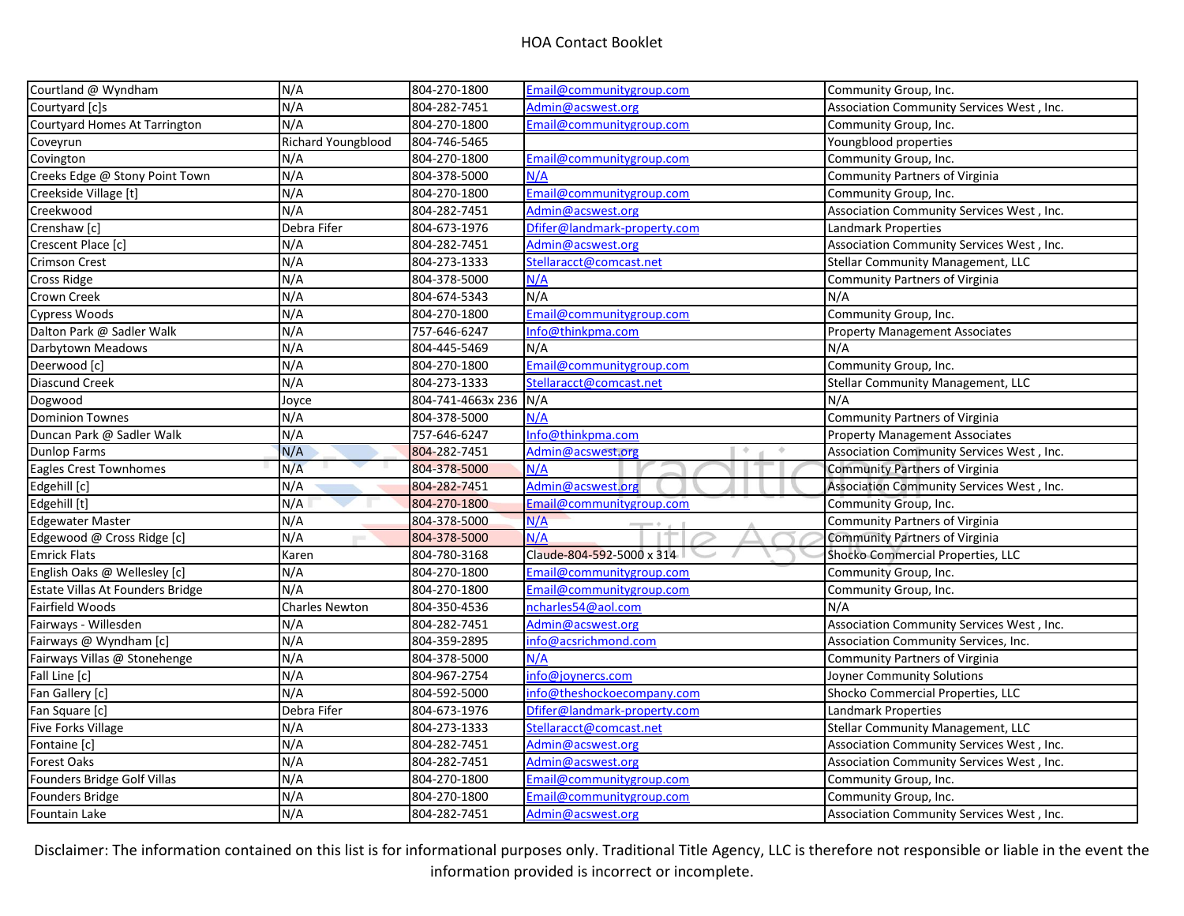# HOA Contact Booklet

| | | | | |
|---|---|---|---|---|
| Courtland @ Wyndham | N/A | 804-270-1800 | Email@communitygroup.com | Community Group, Inc. |
| Courtyard [c]s | N/A | 804-282-7451 | Admin@acswest.org | Association Community Services West , Inc. |
| Courtyard Homes At Tarrington | N/A | 804-270-1800 | Email@communitygroup.com | Community Group, Inc. |
| Coveyrun | Richard Youngblood | 804-746-5465 | | Youngblood properties |
| Covington | N/A | 804-270-1800 | Email@communitygroup.com | Community Group, Inc. |
| Creeks Edge @ Stony Point Town | N/A | 804-378-5000 | N/A | Community Partners of Virginia |
| Creekside Village [t] | N/A | 804-270-1800 | Email@communitygroup.com | Community Group, Inc. |
| Creekwood | N/A | 804-282-7451 | Admin@acswest.org | Association Community Services West , Inc. |
| Crenshaw [c] | Debra Fifer | 804-673-1976 | Dfifer@landmark-property.com | Landmark Properties |
| Crescent Place [c] | N/A | 804-282-7451 | Admin@acswest.org | Association Community Services West , Inc. |
| Crimson Crest | N/A | 804-273-1333 | Stellaracct@comcast.net | Stellar Community Management, LLC |
| Cross Ridge | N/A | 804-378-5000 | N/A | Community Partners of Virginia |
| Crown Creek | N/A | 804-674-5343 | N/A | N/A |
| Cypress Woods | N/A | 804-270-1800 | Email@communitygroup.com | Community Group, Inc. |
| Dalton Park @ Sadler Walk | N/A | 757-646-6247 | Info@thinkpma.com | Property Management Associates |
| Darbytown Meadows | N/A | 804-445-5469 | N/A | N/A |
| Deerwood [c] | N/A | 804-270-1800 | Email@communitygroup.com | Community Group, Inc. |
| Diascund Creek | N/A | 804-273-1333 | Stellaracct@comcast.net | Stellar Community Management, LLC |
| Dogwood | Joyce | 804-741-4663x 236 | N/A | N/A |
| Dominion Townes | N/A | 804-378-5000 | N/A | Community Partners of Virginia |
| Duncan Park @ Sadler Walk | N/A | 757-646-6247 | Info@thinkpma.com | Property Management Associates |
| Dunlop Farms | N/A | 804-282-7451 | Admin@acswest.org | Association Community Services West , Inc. |
| Eagles Crest Townhomes | N/A | 804-378-5000 | N/A | Community Partners of Virginia |
| Edgehill [c] | N/A | 804-282-7451 | Admin@acswest.org | Association Community Services West , Inc. |
| Edgehill [t] | N/A | 804-270-1800 | Email@communitygroup.com | Community Group, Inc. |
| Edgewater Master | N/A | 804-378-5000 | N/A | Community Partners of Virginia |
| Edgewood @ Cross Ridge [c] | N/A | 804-378-5000 | N/A | Community Partners of Virginia |
| Emrick Flats | Karen | 804-780-3168 | Claude-804-592-5000 x 314 | Shocko Commercial Properties, LLC |
| English Oaks @ Wellesley [c] | N/A | 804-270-1800 | Email@communitygroup.com | Community Group, Inc. |
| Estate Villas At Founders Bridge | N/A | 804-270-1800 | Email@communitygroup.com | Community Group, Inc. |
| Fairfield Woods | Charles Newton | 804-350-4536 | ncharles54@aol.com | N/A |
| Fairways - Willesden | N/A | 804-282-7451 | Admin@acswest.org | Association Community Services West , Inc. |
| Fairways @ Wyndham [c] | N/A | 804-359-2895 | info@acsrichmond.com | Association Community Services, Inc. |
| Fairways Villas @ Stonehenge | N/A | 804-378-5000 | N/A | Community Partners of Virginia |
| Fall Line [c] | N/A | 804-967-2754 | info@joynercs.com | Joyner Community Solutions |
| Fan Gallery [c] | N/A | 804-592-5000 | info@theshockoecompany.com | Shocko Commercial Properties, LLC |
| Fan Square [c] | Debra Fifer | 804-673-1976 | Dfifer@landmark-property.com | Landmark Properties |
| Five Forks Village | N/A | 804-273-1333 | Stellaracct@comcast.net | Stellar Community Management, LLC |
| Fontaine [c] | N/A | 804-282-7451 | Admin@acswest.org | Association Community Services West , Inc. |
| Forest Oaks | N/A | 804-282-7451 | Admin@acswest.org | Association Community Services West , Inc. |
| Founders Bridge Golf Villas | N/A | 804-270-1800 | Email@communitygroup.com | Community Group, Inc. |
| Founders Bridge | N/A | 804-270-1800 | Email@communitygroup.com | Community Group, Inc. |
| Fountain Lake | N/A | 804-282-7451 | Admin@acswest.org | Association Community Services West , Inc. |

Disclaimer: The information contained on this list is for informational purposes only. Traditional Title Agency, LLC is therefore not responsible or liable in the event the information provided is incorrect or incomplete.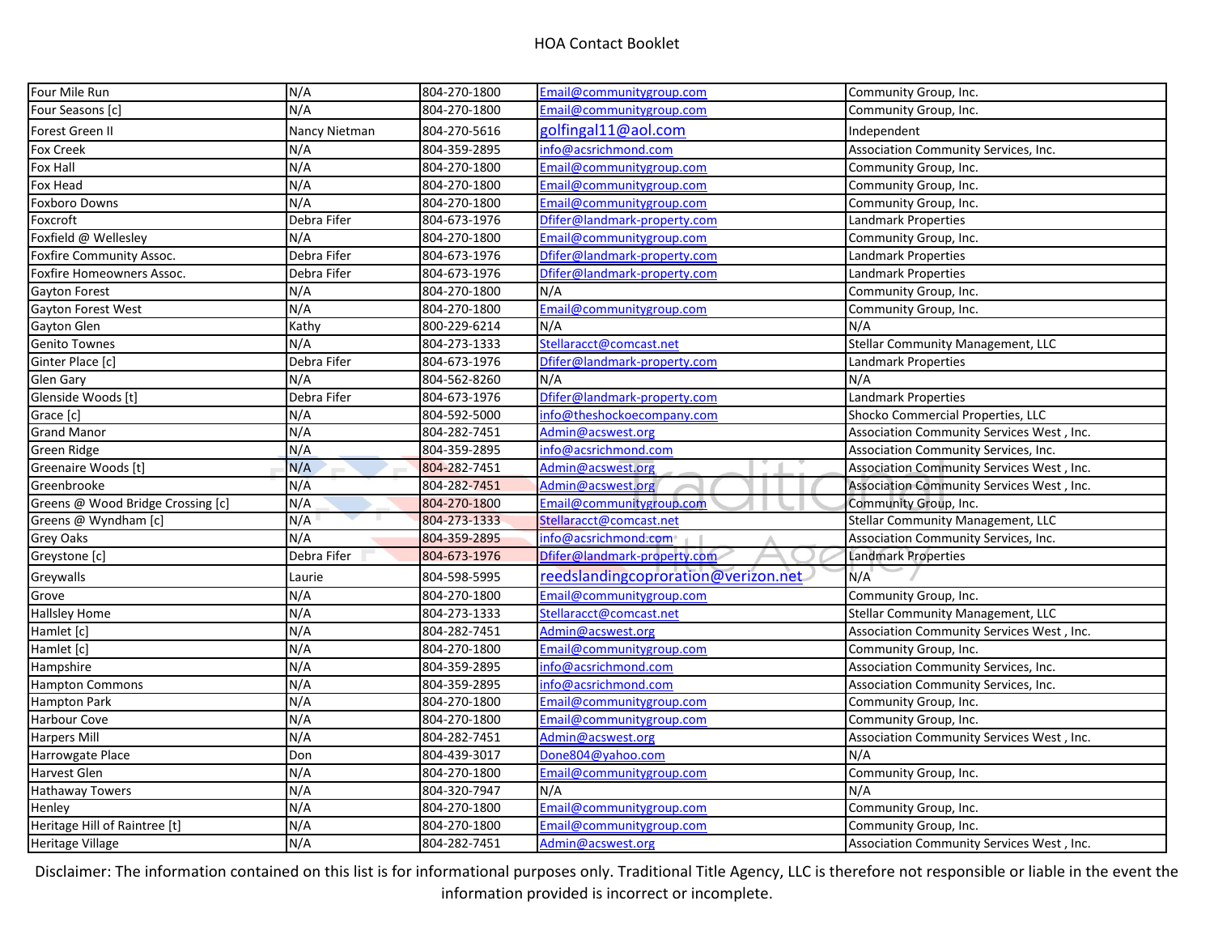| Four Mile Run | N/A | 804-270-1800 | Email@communitygroup.com | Community Group, Inc. |
|---|---|---|---|---|
| Four Seasons [c] | N/A | 804-270-1800 | Email@communitygroup.com | Community Group, Inc. |
| Forest Green II | Nancy Nietman | 804-270-5616 | golfingal11@aol.com | Independent |
| Fox Creek | N/A | 804-359-2895 | info@acsrichmond.com | Association Community Services, Inc. |
| Fox Hall | N/A | 804-270-1800 | Email@communitygroup.com | Community Group, Inc. |
| Fox Head | N/A | 804-270-1800 | Email@communitygroup.com | Community Group, Inc. |
| Foxboro Downs | N/A | 804-270-1800 | Email@communitygroup.com | Community Group, Inc. |
| Foxcroft | Debra Fifer | 804-673-1976 | Dfifer@landmark-property.com | Landmark Properties |
| Foxfield @ Wellesley | N/A | 804-270-1800 | Email@communitygroup.com | Community Group, Inc. |
| Foxfire Community Assoc. | Debra Fifer | 804-673-1976 | Dfifer@landmark-property.com | Landmark Properties |
| Foxfire Homeowners Assoc. | Debra Fifer | 804-673-1976 | Dfifer@landmark-property.com | Landmark Properties |
| Gayton Forest | N/A | 804-270-1800 | N/A | Community Group, Inc. |
| Gayton Forest West | N/A | 804-270-1800 | Email@communitygroup.com | Community Group, Inc. |
| Gayton Glen | Kathy | 800-229-6214 | N/A | N/A |
| Genito Townes | N/A | 804-273-1333 | Stellaracct@comcast.net | Stellar Community Management, LLC |
| Ginter Place [c] | Debra Fifer | 804-673-1976 | Dfifer@landmark-property.com | Landmark Properties |
| Glen Gary | N/A | 804-562-8260 | N/A | N/A |
| Glenside Woods [t] | Debra Fifer | 804-673-1976 | Dfifer@landmark-property.com | Landmark Properties |
| Grace [c] | N/A | 804-592-5000 | info@theshockoecompany.com | Shocko Commercial Properties, LLC |
| Grand Manor | N/A | 804-282-7451 | Admin@acswest.org | Association Community Services West , Inc. |
| Green Ridge | N/A | 804-359-2895 | info@acsrichmond.com | Association Community Services, Inc. |
| Greenaire Woods [t] | N/A | 804-282-7451 | Admin@acswest.org | Association Community Services West , Inc. |
| Greenbrooke | N/A | 804-282-7451 | Admin@acswest.org | Association Community Services West , Inc. |
| Greens @ Wood Bridge Crossing [c] | N/A | 804-270-1800 | Email@communitygroup.com | Community Group, Inc. |
| Greens @ Wyndham [c] | N/A | 804-273-1333 | Stellaracct@comcast.net | Stellar Community Management, LLC |
| Grey Oaks | N/A | 804-359-2895 | info@acsrichmond.com | Association Community Services, Inc. |
| Greystone [c] | Debra Fifer | 804-673-1976 | Dfifer@landmark-property.com | Landmark Properties |
| Greywalls | Laurie | 804-598-5995 | reedslandingcoproration@verizon.net | N/A |
| Grove | N/A | 804-270-1800 | Email@communitygroup.com | Community Group, Inc. |
| Hallsley Home | N/A | 804-273-1333 | Stellaracct@comcast.net | Stellar Community Management, LLC |
| Hamlet [c] | N/A | 804-282-7451 | Admin@acswest.org | Association Community Services West , Inc. |
| Hamlet [c] | N/A | 804-270-1800 | Email@communitygroup.com | Community Group, Inc. |
| Hampshire | N/A | 804-359-2895 | info@acsrichmond.com | Association Community Services, Inc. |
| Hampton Commons | N/A | 804-359-2895 | info@acsrichmond.com | Association Community Services, Inc. |
| Hampton Park | N/A | 804-270-1800 | Email@communitygroup.com | Community Group, Inc. |
| Harbour Cove | N/A | 804-270-1800 | Email@communitygroup.com | Community Group, Inc. |
| Harpers Mill | N/A | 804-282-7451 | Admin@acswest.org | Association Community Services West , Inc. |
| Harrowgate Place | Don | 804-439-3017 | Done804@yahoo.com | N/A |
| Harvest Glen | N/A | 804-270-1800 | Email@communitygroup.com | Community Group, Inc. |
| Hathaway Towers | N/A | 804-320-7947 | N/A | N/A |
| Henley | N/A | 804-270-1800 | Email@communitygroup.com | Community Group, Inc. |
| Heritage Hill of Raintree [t] | N/A | 804-270-1800 | Email@communitygroup.com | Community Group, Inc. |
| Heritage Village | N/A | 804-282-7451 | Admin@acswest.org | Association Community Services West , Inc. |

Disclaimer: The information contained on this list is for informational purposes only. Traditional Title Agency, LLC is therefore not responsible or liable in the event the information provided is incorrect or incomplete.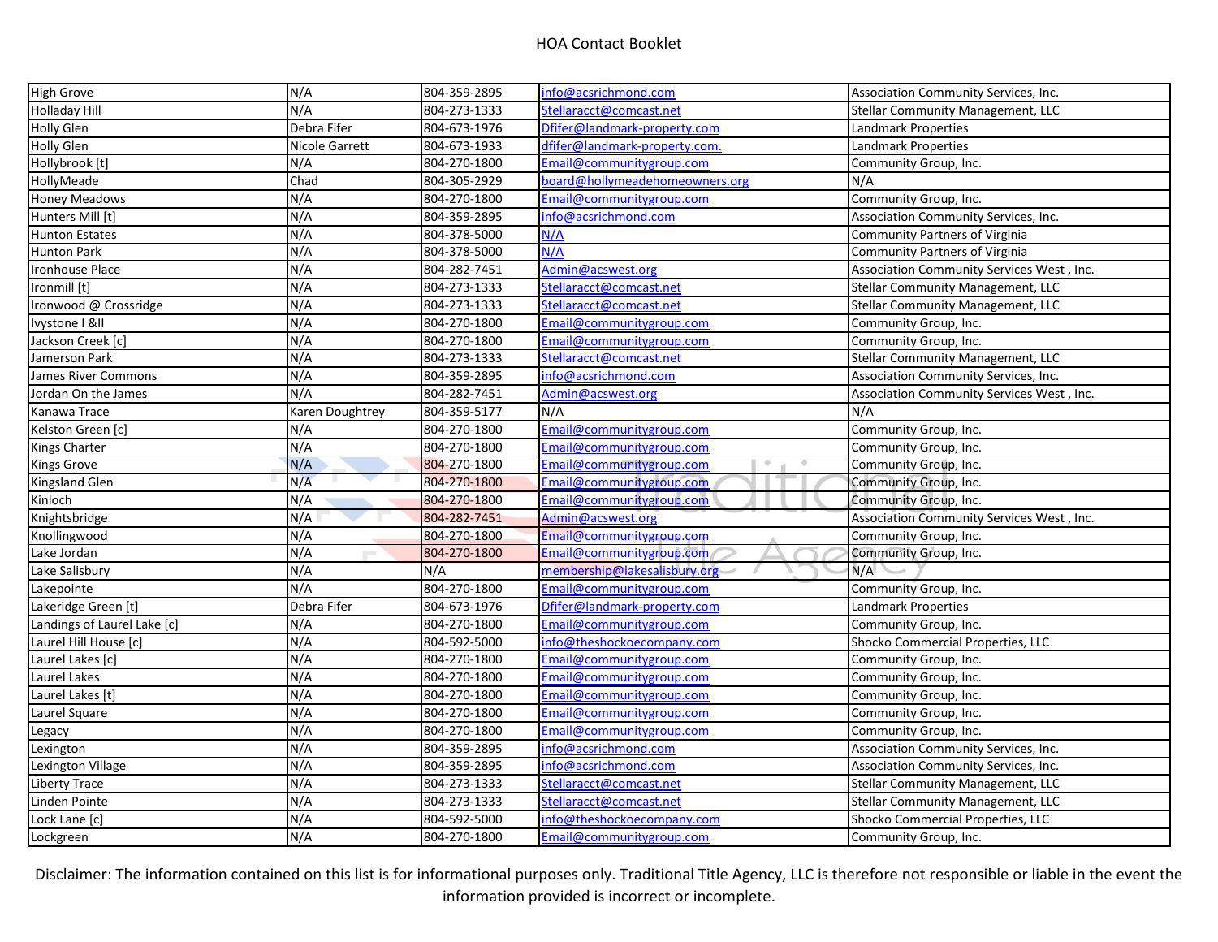# HOA Contact Booklet

| | | | | |
|---|---|---|---|---|
| High Grove | N/A | 804-359-2895 | info@acsrichmond.com | Association Community Services, Inc. |
| Holladay Hill | N/A | 804-273-1333 | Stellaracct@comcast.net | Stellar Community Management, LLC |
| Holly Glen | Debra Fifer | 804-673-1976 | Dfifer@landmark-property.com | Landmark Properties |
| Holly Glen | Nicole Garrett | 804-673-1933 | dfifer@landmark-property.com. | Landmark Properties |
| Hollybrook [t] | N/A | 804-270-1800 | Email@communitygroup.com | Community Group, Inc. |
| HollyMeade | Chad | 804-305-2929 | board@hollymeadehomeowners.org | N/A |
| Honey Meadows | N/A | 804-270-1800 | Email@communitygroup.com | Community Group, Inc. |
| Hunters Mill [t] | N/A | 804-359-2895 | info@acsrichmond.com | Association Community Services, Inc. |
| Hunton Estates | N/A | 804-378-5000 | N/A | Community Partners of Virginia |
| Hunton Park | N/A | 804-378-5000 | N/A | Community Partners of Virginia |
| Ironhouse Place | N/A | 804-282-7451 | Admin@acswest.org | Association Community Services West , Inc. |
| Ironmill [t] | N/A | 804-273-1333 | Stellaracct@comcast.net | Stellar Community Management, LLC |
| Ironwood @ Crossridge | N/A | 804-273-1333 | Stellaracct@comcast.net | Stellar Community Management, LLC |
| Ivystone I &II | N/A | 804-270-1800 | Email@communitygroup.com | Community Group, Inc. |
| Jackson Creek [c] | N/A | 804-270-1800 | Email@communitygroup.com | Community Group, Inc. |
| Jamerson Park | N/A | 804-273-1333 | Stellaracct@comcast.net | Stellar Community Management, LLC |
| James River Commons | N/A | 804-359-2895 | info@acsrichmond.com | Association Community Services, Inc. |
| Jordan On the James | N/A | 804-282-7451 | Admin@acswest.org | Association Community Services West , Inc. |
| Kanawa Trace | Karen Doughtrey | 804-359-5177 | N/A | N/A |
| Kelston Green [c] | N/A | 804-270-1800 | Email@communitygroup.com | Community Group, Inc. |
| Kings Charter | N/A | 804-270-1800 | Email@communitygroup.com | Community Group, Inc. |
| Kings Grove | N/A | 804-270-1800 | Email@communitygroup.com | Community Group, Inc. |
| Kingsland Glen | N/A | 804-270-1800 | Email@communitygroup.com | Community Group, Inc. |
| Kinloch | N/A | 804-270-1800 | Email@communitygroup.com | Community Group, Inc. |
| Knightsbridge | N/A | 804-282-7451 | Admin@acswest.org | Association Community Services West , Inc. |
| Knollingwood | N/A | 804-270-1800 | Email@communitygroup.com | Community Group, Inc. |
| Lake Jordan | N/A | 804-270-1800 | Email@communitygroup.com | Community Group, Inc. |
| Lake Salisbury | N/A | N/A | membership@lakesalisbury.org | N/A |
| Lakepointe | N/A | 804-270-1800 | Email@communitygroup.com | Community Group, Inc. |
| Lakeridge Green [t] | Debra Fifer | 804-673-1976 | Dfifer@landmark-property.com | Landmark Properties |
| Landings of Laurel Lake [c] | N/A | 804-270-1800 | Email@communitygroup.com | Community Group, Inc. |
| Laurel Hill House [c] | N/A | 804-592-5000 | info@theshockoecompany.com | Shocko Commercial Properties, LLC |
| Laurel Lakes [c] | N/A | 804-270-1800 | Email@communitygroup.com | Community Group, Inc. |
| Laurel Lakes | N/A | 804-270-1800 | Email@communitygroup.com | Community Group, Inc. |
| Laurel Lakes [t] | N/A | 804-270-1800 | Email@communitygroup.com | Community Group, Inc. |
| Laurel Square | N/A | 804-270-1800 | Email@communitygroup.com | Community Group, Inc. |
| Legacy | N/A | 804-270-1800 | Email@communitygroup.com | Community Group, Inc. |
| Lexington | N/A | 804-359-2895 | info@acsrichmond.com | Association Community Services, Inc. |
| Lexington Village | N/A | 804-359-2895 | info@acsrichmond.com | Association Community Services, Inc. |
| Liberty Trace | N/A | 804-273-1333 | Stellaracct@comcast.net | Stellar Community Management, LLC |
| Linden Pointe | N/A | 804-273-1333 | Stellaracct@comcast.net | Stellar Community Management, LLC |
| Lock Lane [c] | N/A | 804-592-5000 | info@theshockoecompany.com | Shocko Commercial Properties, LLC |
| Lockgreen | N/A | 804-270-1800 | Email@communitygroup.com | Community Group, Inc. |

Disclaimer: The information contained on this list is for informational purposes only. Traditional Title Agency, LLC is therefore not responsible or liable in the event the information provided is incorrect or incomplete.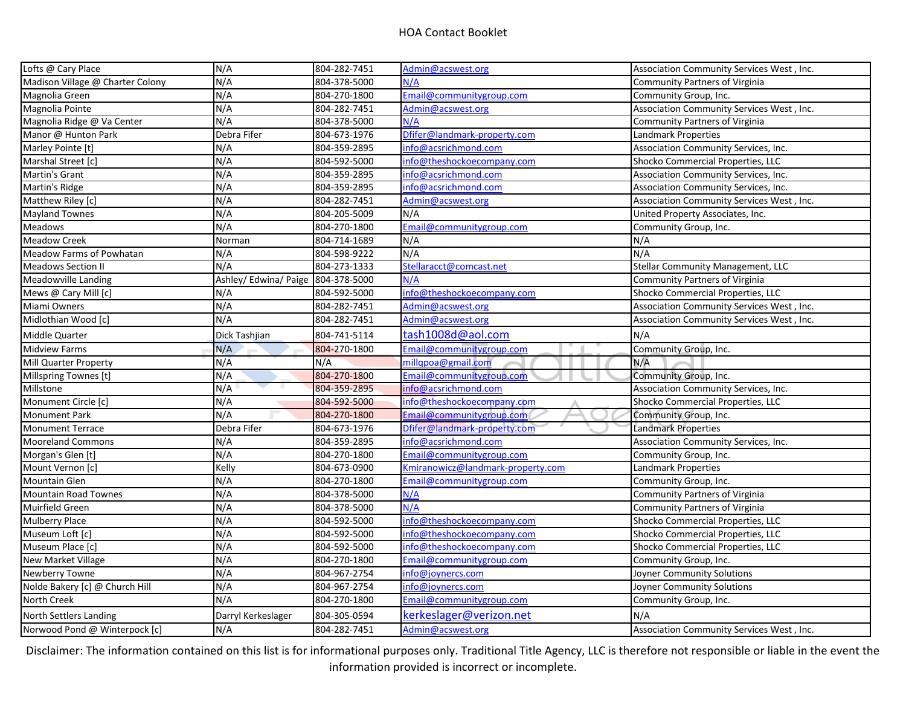HOA Contact Booklet

| | | | | |
|---|---|---|---|---|
| Lofts @ Cary Place | N/A | 804-282-7451 | Admin@acswest.org | Association Community Services West , Inc. |
| Madison Village @ Charter Colony | N/A | 804-378-5000 | N/A | Community Partners of Virginia |
| Magnolia Green | N/A | 804-270-1800 | Email@communitygroup.com | Community Group, Inc. |
| Magnolia Pointe | N/A | 804-282-7451 | Admin@acswest.org | Association Community Services West , Inc. |
| Magnolia Ridge @ Va Center | N/A | 804-378-5000 | N/A | Community Partners of Virginia |
| Manor @ Hunton Park | Debra Fifer | 804-673-1976 | Dfifer@landmark-property.com | Landmark Properties |
| Marley Pointe [t] | N/A | 804-359-2895 | info@acsrichmond.com | Association Community Services, Inc. |
| Marshal Street [c] | N/A | 804-592-5000 | info@theshockoecompany.com | Shocko Commercial Properties, LLC |
| Martin's Grant | N/A | 804-359-2895 | info@acsrichmond.com | Association Community Services, Inc. |
| Martin's Ridge | N/A | 804-359-2895 | info@acsrichmond.com | Association Community Services, Inc. |
| Matthew Riley [c] | N/A | 804-282-7451 | Admin@acswest.org | Association Community Services West , Inc. |
| Mayland Townes | N/A | 804-205-5009 | N/A | United Property Associates, Inc. |
| Meadows | N/A | 804-270-1800 | Email@communitygroup.com | Community Group, Inc. |
| Meadow Creek | Norman | 804-714-1689 | N/A | N/A |
| Meadow Farms of Powhatan | N/A | 804-598-9222 | N/A | N/A |
| Meadows Section II | N/A | 804-273-1333 | Stellaracct@comcast.net | Stellar Community Management, LLC |
| Meadowville Landing | Ashley/ Edwina/ Paige | 804-378-5000 | N/A | Community Partners of Virginia |
| Mews @ Cary Mill [c] | N/A | 804-592-5000 | info@theshockoecompany.com | Shocko Commercial Properties, LLC |
| Miami Owners | N/A | 804-282-7451 | Admin@acswest.org | Association Community Services West , Inc. |
| Midlothian Wood [c] | N/A | 804-282-7451 | Admin@acswest.org | Association Community Services West , Inc. |
| Middle Quarter | Dick Tashjian | 804-741-5114 | tash1008d@aol.com | N/A |
| Midview Farms | N/A | 804-270-1800 | Email@communitygroup.com | Community Group, Inc. |
| Mill Quarter Property | N/A | N/A | millqpoa@gmail.com | N/A |
| Millspring Townes [t] | N/A | 804-270-1800 | Email@communitygroup.com | Community Group, Inc. |
| Millstone | N/A | 804-359-2895 | info@acsrichmond.com | Association Community Services, Inc. |
| Monument Circle [c] | N/A | 804-592-5000 | info@theshockoecompany.com | Shocko Commercial Properties, LLC |
| Monument Park | N/A | 804-270-1800 | Email@communitygroup.com | Community Group, Inc. |
| Monument Terrace | Debra Fifer | 804-673-1976 | Dfifer@landmark-property.com | Landmark Properties |
| Mooreland Commons | N/A | 804-359-2895 | info@acsrichmond.com | Association Community Services, Inc. |
| Morgan's Glen [t] | N/A | 804-270-1800 | Email@communitygroup.com | Community Group, Inc. |
| Mount Vernon [c] | Kelly | 804-673-0900 | Kmiranowicz@landmark-property.com | Landmark Properties |
| Mountain Glen | N/A | 804-270-1800 | Email@communitygroup.com | Community Group, Inc. |
| Mountain Road Townes | N/A | 804-378-5000 | N/A | Community Partners of Virginia |
| Muirfield Green | N/A | 804-378-5000 | N/A | Community Partners of Virginia |
| Mulberry Place | N/A | 804-592-5000 | info@theshockoecompany.com | Shocko Commercial Properties, LLC |
| Museum Loft [c] | N/A | 804-592-5000 | info@theshockoecompany.com | Shocko Commercial Properties, LLC |
| Museum Place [c] | N/A | 804-592-5000 | info@theshockoecompany.com | Shocko Commercial Properties, LLC |
| New Market Village | N/A | 804-270-1800 | Email@communitygroup.com | Community Group, Inc. |
| Newberry Towne | N/A | 804-967-2754 | info@joynercs.com | Joyner Community Solutions |
| Nolde Bakery [c] @ Church Hill | N/A | 804-967-2754 | info@joynercs.com | Joyner Community Solutions |
| North Creek | N/A | 804-270-1800 | Email@communitygroup.com | Community Group, Inc. |
| North Settlers Landing | Darryl Kerkeslager | 804-305-0594 | kerkeslager@verizon.net | N/A |
| Norwood Pond @ Winterpock [c] | N/A | 804-282-7451 | Admin@acswest.org | Association Community Services West , Inc. |

Disclaimer: The information contained on this list is for informational purposes only. Traditional Title Agency, LLC is therefore not responsible or liable in the event the information provided is incorrect or incomplete.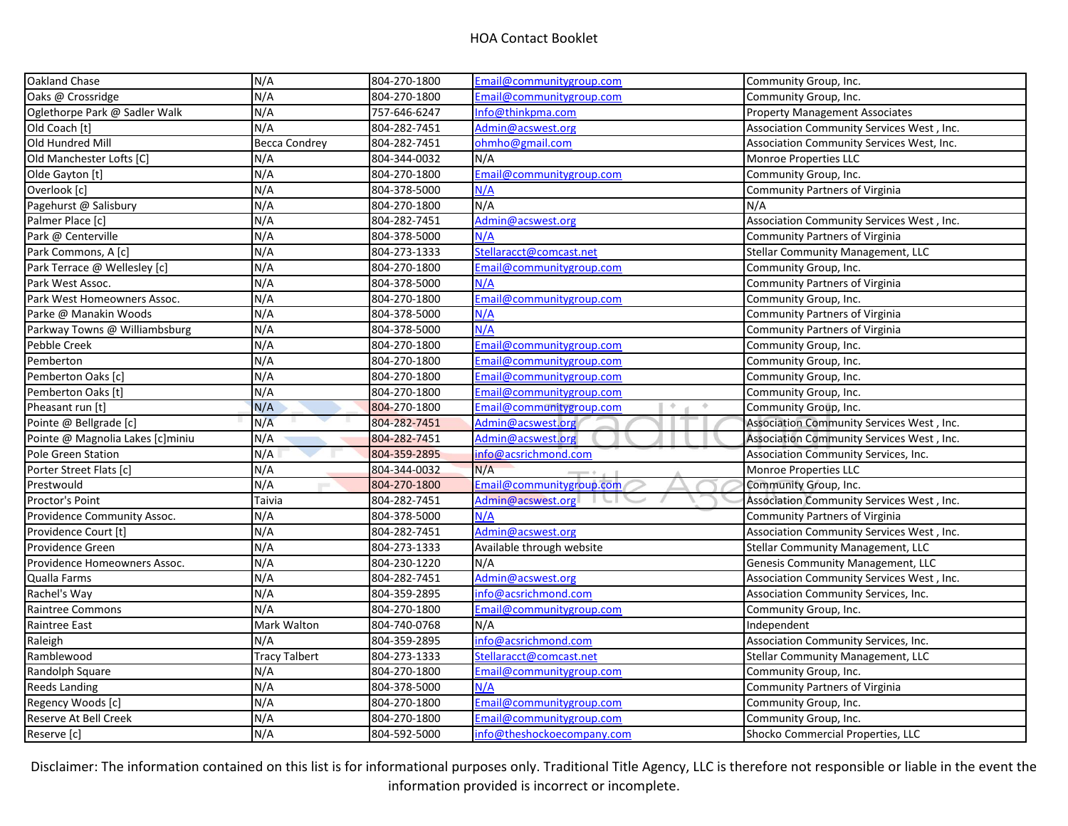# HOA Contact Booklet

| | | | | |
|---|---|---|---|---|
| Oakland Chase | N/A | 804-270-1800 | Email@communitygroup.com | Community Group, Inc. |
| Oaks @ Crossridge | N/A | 804-270-1800 | Email@communitygroup.com | Community Group, Inc. |
| Oglethorpe Park @ Sadler Walk | N/A | 757-646-6247 | Info@thinkpma.com | Property Management Associates |
| Old Coach [t] | N/A | 804-282-7451 | Admin@acswest.org | Association Community Services West , Inc. |
| Old Hundred Mill | Becca Condrey | 804-282-7451 | ohmho@gmail.com | Association Community Services West, Inc. |
| Old Manchester Lofts [C] | N/A | 804-344-0032 | N/A | Monroe Properties LLC |
| Olde Gayton [t] | N/A | 804-270-1800 | Email@communitygroup.com | Community Group, Inc. |
| Overlook [c] | N/A | 804-378-5000 | N/A | Community Partners of Virginia |
| Pagehurst @ Salisbury | N/A | 804-270-1800 | N/A | N/A |
| Palmer Place [c] | N/A | 804-282-7451 | Admin@acswest.org | Association Community Services West , Inc. |
| Park @ Centerville | N/A | 804-378-5000 | N/A | Community Partners of Virginia |
| Park Commons, A [c] | N/A | 804-273-1333 | Stellaracct@comcast.net | Stellar Community Management, LLC |
| Park Terrace @ Wellesley [c] | N/A | 804-270-1800 | Email@communitygroup.com | Community Group, Inc. |
| Park West Assoc. | N/A | 804-378-5000 | N/A | Community Partners of Virginia |
| Park West Homeowners Assoc. | N/A | 804-270-1800 | Email@communitygroup.com | Community Group, Inc. |
| Parke @ Manakin Woods | N/A | 804-378-5000 | N/A | Community Partners of Virginia |
| Parkway Towns @ Williambsburg | N/A | 804-378-5000 | N/A | Community Partners of Virginia |
| Pebble Creek | N/A | 804-270-1800 | Email@communitygroup.com | Community Group, Inc. |
| Pemberton | N/A | 804-270-1800 | Email@communitygroup.com | Community Group, Inc. |
| Pemberton Oaks [c] | N/A | 804-270-1800 | Email@communitygroup.com | Community Group, Inc. |
| Pemberton Oaks [t] | N/A | 804-270-1800 | Email@communitygroup.com | Community Group, Inc. |
| Pheasant run [t] | N/A | 804-270-1800 | Email@communitygroup.com | Community Group, Inc. |
| Pointe @ Bellgrade [c] | N/A | 804-282-7451 | Admin@acswest.org | Association Community Services West , Inc. |
| Pointe @ Magnolia Lakes [c]miniu | N/A | 804-282-7451 | Admin@acswest.org | Association Community Services West , Inc. |
| Pole Green Station | N/A | 804-359-2895 | info@acsrichmond.com | Association Community Services, Inc. |
| Porter Street Flats [c] | N/A | 804-344-0032 | N/A | Monroe Properties LLC |
| Prestwould | N/A | 804-270-1800 | Email@communitygroup.com | Community Group, Inc. |
| Proctor's Point | Taivia | 804-282-7451 | Admin@acswest.org | Association Community Services West , Inc. |
| Providence Community Assoc. | N/A | 804-378-5000 | N/A | Community Partners of Virginia |
| Providence Court [t] | N/A | 804-282-7451 | Admin@acswest.org | Association Community Services West , Inc. |
| Providence Green | N/A | 804-273-1333 | Available through website | Stellar Community Management, LLC |
| Providence Homeowners Assoc. | N/A | 804-230-1220 | N/A | Genesis Community Management, LLC |
| Qualla Farms | N/A | 804-282-7451 | Admin@acswest.org | Association Community Services West , Inc. |
| Rachel's Way | N/A | 804-359-2895 | info@acsrichmond.com | Association Community Services, Inc. |
| Raintree Commons | N/A | 804-270-1800 | Email@communitygroup.com | Community Group, Inc. |
| Raintree East | Mark Walton | 804-740-0768 | N/A | Independent |
| Raleigh | N/A | 804-359-2895 | info@acsrichmond.com | Association Community Services, Inc. |
| Ramblewood | Tracy Talbert | 804-273-1333 | Stellaracct@comcast.net | Stellar Community Management, LLC |
| Randolph Square | N/A | 804-270-1800 | Email@communitygroup.com | Community Group, Inc. |
| Reeds Landing | N/A | 804-378-5000 | N/A | Community Partners of Virginia |
| Regency Woods [c] | N/A | 804-270-1800 | Email@communitygroup.com | Community Group, Inc. |
| Reserve At Bell Creek | N/A | 804-270-1800 | Email@communitygroup.com | Community Group, Inc. |
| Reserve [c] | N/A | 804-592-5000 | info@theshockoecompany.com | Shocko Commercial Properties, LLC |

Disclaimer: The information contained on this list is for informational purposes only. Traditional Title Agency, LLC is therefore not responsible or liable in the event the information provided is incorrect or incomplete.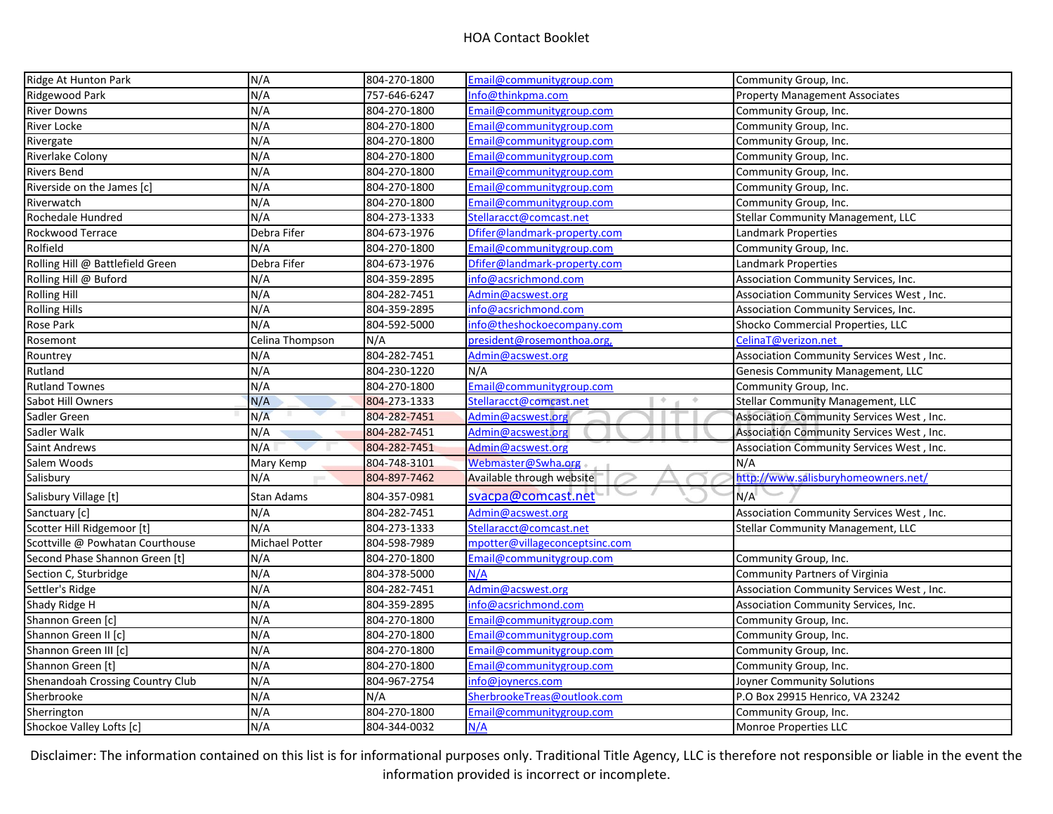# HOA Contact Booklet

| | | | | |
|---|---|---|---|---|
| Ridge At Hunton Park | N/A | 804-270-1800 | Email@communitygroup.com | Community Group, Inc. |
| Ridgewood Park | N/A | 757-646-6247 | Info@thinkpma.com | Property Management Associates |
| River Downs | N/A | 804-270-1800 | Email@communitygroup.com | Community Group, Inc. |
| River Locke | N/A | 804-270-1800 | Email@communitygroup.com | Community Group, Inc. |
| Rivergate | N/A | 804-270-1800 | Email@communitygroup.com | Community Group, Inc. |
| Riverlake Colony | N/A | 804-270-1800 | Email@communitygroup.com | Community Group, Inc. |
| Rivers Bend | N/A | 804-270-1800 | Email@communitygroup.com | Community Group, Inc. |
| Riverside on the James [c] | N/A | 804-270-1800 | Email@communitygroup.com | Community Group, Inc. |
| Riverwatch | N/A | 804-270-1800 | Email@communitygroup.com | Community Group, Inc. |
| Rochedale Hundred | N/A | 804-273-1333 | Stellaracct@comcast.net | Stellar Community Management, LLC |
| Rockwood Terrace | Debra Fifer | 804-673-1976 | Dfifer@landmark-property.com | Landmark Properties |
| Rolfield | N/A | 804-270-1800 | Email@communitygroup.com | Community Group, Inc. |
| Rolling Hill @ Battlefield Green | Debra Fifer | 804-673-1976 | Dfifer@landmark-property.com | Landmark Properties |
| Rolling Hill @ Buford | N/A | 804-359-2895 | info@acsrichmond.com | Association Community Services, Inc. |
| Rolling Hill | N/A | 804-282-7451 | Admin@acswest.org | Association Community Services West , Inc. |
| Rolling Hills | N/A | 804-359-2895 | info@acsrichmond.com | Association Community Services, Inc. |
| Rose Park | N/A | 804-592-5000 | info@theshockoecompany.com | Shocko Commercial Properties, LLC |
| Rosemont | Celina Thompson | N/A | president@rosemonthoa.org, | CelinaT@verizon.net |
| Rountrey | N/A | 804-282-7451 | Admin@acswest.org | Association Community Services West , Inc. |
| Rutland | N/A | 804-230-1220 | N/A | Genesis Community Management, LLC |
| Rutland Townes | N/A | 804-270-1800 | Email@communitygroup.com | Community Group, Inc. |
| Sabot Hill Owners | N/A | 804-273-1333 | Stellaracct@comcast.net | Stellar Community Management, LLC |
| Sadler Green | N/A | 804-282-7451 | Admin@acswest.org | Association Community Services West , Inc. |
| Sadler Walk | N/A | 804-282-7451 | Admin@acswest.org | Association Community Services West , Inc. |
| Saint Andrews | N/A | 804-282-7451 | Admin@acswest.org | Association Community Services West , Inc. |
| Salem Woods | Mary Kemp | 804-748-3101 | Webmaster@Swha.org | N/A |
| Salisbury | N/A | 804-897-7462 | Available through website | http://www.salisburyhomeowners.net/ |
| Salisbury Village [t] | Stan Adams | 804-357-0981 | svacpa@comcast.net | N/A |
| Sanctuary [c] | N/A | 804-282-7451 | Admin@acswest.org | Association Community Services West , Inc. |
| Scotter Hill Ridgemoor [t] | N/A | 804-273-1333 | Stellaracct@comcast.net | Stellar Community Management, LLC |
| Scottville @ Powhatan Courthouse | Michael Potter | 804-598-7989 | mpotter@villageconceptsinc.com | |
| Second Phase Shannon Green [t] | N/A | 804-270-1800 | Email@communitygroup.com | Community Group, Inc. |
| Section C, Sturbridge | N/A | 804-378-5000 | N/A | Community Partners of Virginia |
| Settler's Ridge | N/A | 804-282-7451 | Admin@acswest.org | Association Community Services West , Inc. |
| Shady Ridge H | N/A | 804-359-2895 | info@acsrichmond.com | Association Community Services, Inc. |
| Shannon Green [c] | N/A | 804-270-1800 | Email@communitygroup.com | Community Group, Inc. |
| Shannon Green II [c] | N/A | 804-270-1800 | Email@communitygroup.com | Community Group, Inc. |
| Shannon Green III [c] | N/A | 804-270-1800 | Email@communitygroup.com | Community Group, Inc. |
| Shannon Green [t] | N/A | 804-270-1800 | Email@communitygroup.com | Community Group, Inc. |
| Shenandoah Crossing Country Club | N/A | 804-967-2754 | info@joynercs.com | Joyner Community Solutions |
| Sherbrooke | N/A | N/A | SherbrookeTreas@outlook.com | P.O Box 29915 Henrico, VA 23242 |
| Sherrington | N/A | 804-270-1800 | Email@communitygroup.com | Community Group, Inc. |
| Shockoe Valley Lofts [c] | N/A | 804-344-0032 | N/A | Monroe Properties LLC |

Disclaimer: The information contained on this list is for informational purposes only. Traditional Title Agency, LLC is therefore not responsible or liable in the event the information provided is incorrect or incomplete.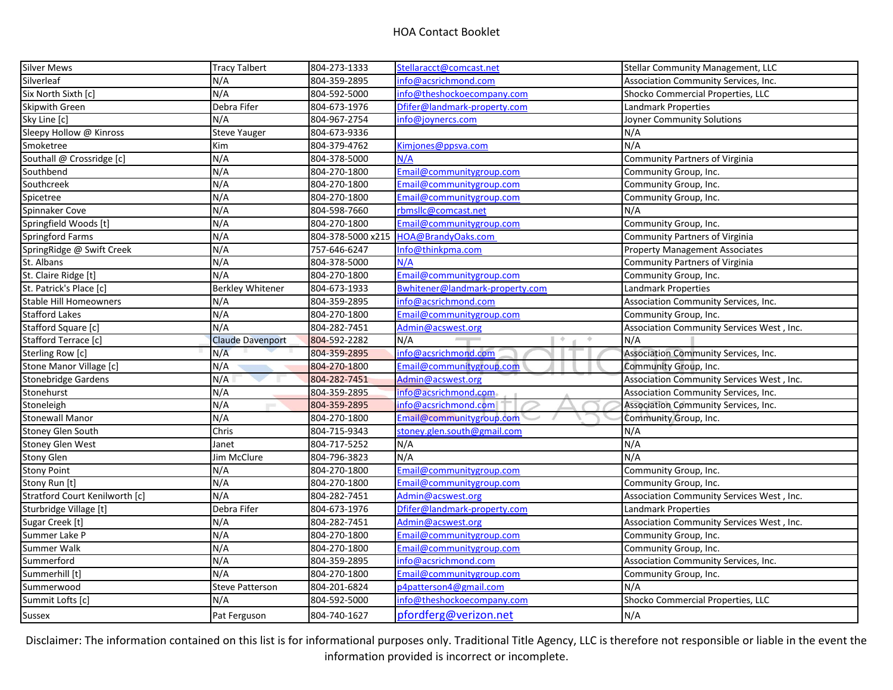# HOA Contact Booklet

| | | | | |
|---|---|---|---|---|
| Silver Mews | Tracy Talbert | 804-273-1333 | Stellaracct@comcast.net | Stellar Community Management, LLC |
| Silverleaf | N/A | 804-359-2895 | info@acsrichmond.com | Association Community Services, Inc. |
| Six North Sixth [c] | N/A | 804-592-5000 | info@theshockoecompany.com | Shocko Commercial Properties, LLC |
| Skipwith Green | Debra Fifer | 804-673-1976 | Dfifer@landmark-property.com | Landmark Properties |
| Sky Line [c] | N/A | 804-967-2754 | info@joynercs.com | Joyner Community Solutions |
| Sleepy Hollow @ Kinross | Steve Yauger | 804-673-9336 | | N/A |
| Smoketree | Kim | 804-379-4762 | Kimjones@ppsva.com | N/A |
| Southall @ Crossridge [c] | N/A | 804-378-5000 | N/A | Community Partners of Virginia |
| Southbend | N/A | 804-270-1800 | Email@communitygroup.com | Community Group, Inc. |
| Southcreek | N/A | 804-270-1800 | Email@communitygroup.com | Community Group, Inc. |
| Spicetree | N/A | 804-270-1800 | Email@communitygroup.com | Community Group, Inc. |
| Spinnaker Cove | N/A | 804-598-7660 | rbmsllc@comcast.net | N/A |
| Springfield Woods [t] | N/A | 804-270-1800 | Email@communitygroup.com | Community Group, Inc. |
| Springford Farms | N/A | 804-378-5000 x215 | HOA@BrandyOaks.com | Community Partners of Virginia |
| SpringRidge @ Swift Creek | N/A | 757-646-6247 | Info@thinkpma.com | Property Management Associates |
| St. Albans | N/A | 804-378-5000 | N/A | Community Partners of Virginia |
| St. Claire Ridge [t] | N/A | 804-270-1800 | Email@communitygroup.com | Community Group, Inc. |
| St. Patrick's Place [c] | Berkley Whitener | 804-673-1933 | Bwhitener@landmark-property.com | Landmark Properties |
| Stable Hill Homeowners | N/A | 804-359-2895 | info@acsrichmond.com | Association Community Services, Inc. |
| Stafford Lakes | N/A | 804-270-1800 | Email@communitygroup.com | Community Group, Inc. |
| Stafford Square [c] | N/A | 804-282-7451 | Admin@acswest.org | Association Community Services West , Inc. |
| Stafford Terrace [c] | Claude Davenport | 804-592-2282 | N/A | N/A |
| Sterling Row [c] | N/A | 804-359-2895 | info@acsrichmond.com | Association Community Services, Inc. |
| Stone Manor Village [c] | N/A | 804-270-1800 | Email@communitygroup.com | Community Group, Inc. |
| Stonebridge Gardens | N/A | 804-282-7451 | Admin@acswest.org | Association Community Services West , Inc. |
| Stonehurst | N/A | 804-359-2895 | info@acsrichmond.com | Association Community Services, Inc. |
| Stoneleigh | N/A | 804-359-2895 | info@acsrichmond.com | Association Community Services, Inc. |
| Stonewall Manor | N/A | 804-270-1800 | Email@communitygroup.com | Community Group, Inc. |
| Stoney Glen South | Chris | 804-715-9343 | stoney.glen.south@gmail.com | N/A |
| Stoney Glen West | Janet | 804-717-5252 | N/A | N/A |
| Stony Glen | Jim McClure | 804-796-3823 | N/A | N/A |
| Stony Point | N/A | 804-270-1800 | Email@communitygroup.com | Community Group, Inc. |
| Stony Run [t] | N/A | 804-270-1800 | Email@communitygroup.com | Community Group, Inc. |
| Stratford Court Kenilworth [c] | N/A | 804-282-7451 | Admin@acswest.org | Association Community Services West , Inc. |
| Sturbridge Village [t] | Debra Fifer | 804-673-1976 | Dfifer@landmark-property.com | Landmark Properties |
| Sugar Creek [t] | N/A | 804-282-7451 | Admin@acswest.org | Association Community Services West , Inc. |
| Summer Lake P | N/A | 804-270-1800 | Email@communitygroup.com | Community Group, Inc. |
| Summer Walk | N/A | 804-270-1800 | Email@communitygroup.com | Community Group, Inc. |
| Summerford | N/A | 804-359-2895 | info@acsrichmond.com | Association Community Services, Inc. |
| Summerhill [t] | N/A | 804-270-1800 | Email@communitygroup.com | Community Group, Inc. |
| Summerwood | Steve Patterson | 804-201-6824 | p4patterson4@gmail.com | N/A |
| Summit Lofts [c] | N/A | 804-592-5000 | info@theshockoecompany.com | Shocko Commercial Properties, LLC |
| Sussex | Pat Ferguson | 804-740-1627 | pfordferg@verizon.net | N/A |

Disclaimer: The information contained on this list is for informational purposes only. Traditional Title Agency, LLC is therefore not responsible or liable in the event the information provided is incorrect or incomplete.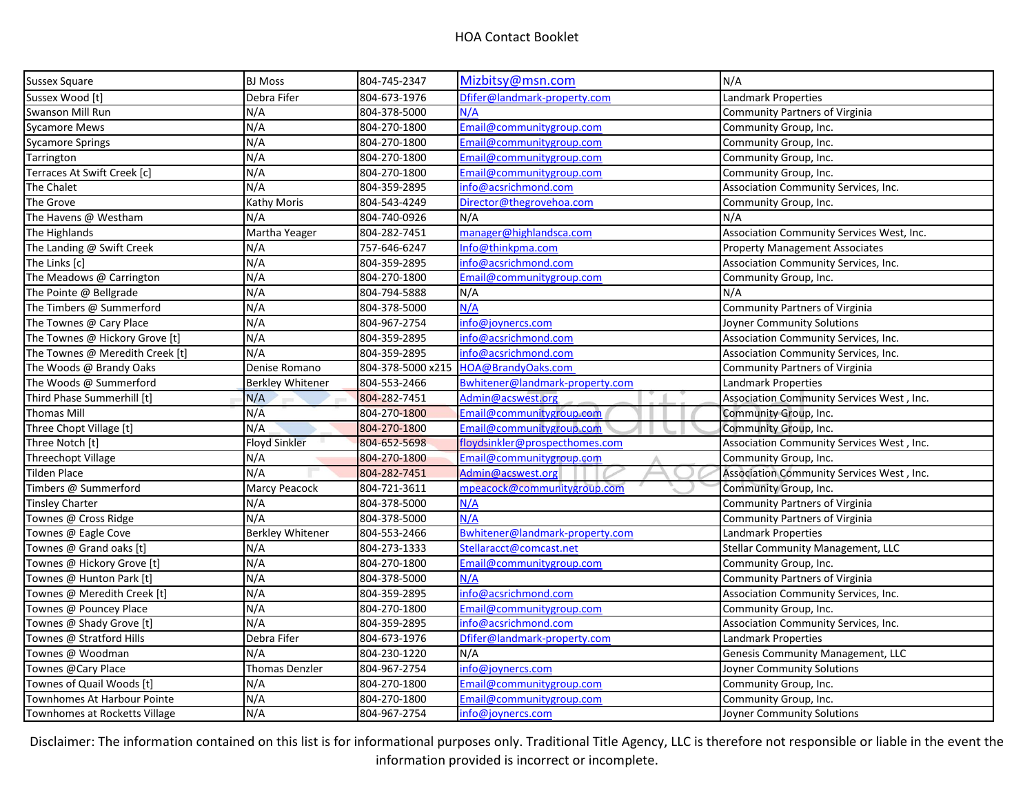HOA Contact Booklet

| | | | | |
|---|---|---|---|---|
| Sussex Square | BJ Moss | 804-745-2347 | Mizbitsy@msn.com | N/A |
| Sussex Wood [t] | Debra Fifer | 804-673-1976 | Dfifer@landmark-property.com | Landmark Properties |
| Swanson Mill Run | N/A | 804-378-5000 | N/A | Community Partners of Virginia |
| Sycamore Mews | N/A | 804-270-1800 | Email@communitygroup.com | Community Group, Inc. |
| Sycamore Springs | N/A | 804-270-1800 | Email@communitygroup.com | Community Group, Inc. |
| Tarrington | N/A | 804-270-1800 | Email@communitygroup.com | Community Group, Inc. |
| Terraces At Swift Creek [c] | N/A | 804-270-1800 | Email@communitygroup.com | Community Group, Inc. |
| The Chalet | N/A | 804-359-2895 | info@acsrichmond.com | Association Community Services, Inc. |
| The Grove | Kathy Moris | 804-543-4249 | Director@thegrovehoa.com | Community Group, Inc. |
| The Havens @ Westham | N/A | 804-740-0926 | N/A | N/A |
| The Highlands | Martha Yeager | 804-282-7451 | manager@highlandsca.com | Association Community Services West, Inc. |
| The Landing @ Swift Creek | N/A | 757-646-6247 | Info@thinkpma.com | Property Management Associates |
| The Links [c] | N/A | 804-359-2895 | info@acsrichmond.com | Association Community Services, Inc. |
| The Meadows @ Carrington | N/A | 804-270-1800 | Email@communitygroup.com | Community Group, Inc. |
| The Pointe @ Bellgrade | N/A | 804-794-5888 | N/A | N/A |
| The Timbers @ Summerford | N/A | 804-378-5000 | N/A | Community Partners of Virginia |
| The Townes @ Cary Place | N/A | 804-967-2754 | info@joynercs.com | Joyner Community Solutions |
| The Townes @ Hickory Grove [t] | N/A | 804-359-2895 | info@acsrichmond.com | Association Community Services, Inc. |
| The Townes @ Meredith Creek [t] | N/A | 804-359-2895 | info@acsrichmond.com | Association Community Services, Inc. |
| The Woods @ Brandy Oaks | Denise Romano | 804-378-5000 x215 | HOA@BrandyOaks.com | Community Partners of Virginia |
| The Woods @ Summerford | Berkley Whitener | 804-553-2466 | Bwhitener@landmark-property.com | Landmark Properties |
| Third Phase Summerhill [t] | N/A | 804-282-7451 | Admin@acswest.org | Association Community Services West , Inc. |
| Thomas Mill | N/A | 804-270-1800 | Email@communitygroup.com | Community Group, Inc. |
| Three Chopt Village [t] | N/A | 804-270-1800 | Email@communitygroup.com | Community Group, Inc. |
| Three Notch [t] | Floyd Sinkler | 804-652-5698 | floydsinkler@prospecthomes.com | Association Community Services West , Inc. |
| Threechopt Village | N/A | 804-270-1800 | Email@communitygroup.com | Community Group, Inc. |
| Tilden Place | N/A | 804-282-7451 | Admin@acswest.org | Association Community Services West , Inc. |
| Timbers @ Summerford | Marcy Peacock | 804-721-3611 | mpeacock@communitygroup.com | Community Group, Inc. |
| Tinsley Charter | N/A | 804-378-5000 | N/A | Community Partners of Virginia |
| Townes @ Cross Ridge | N/A | 804-378-5000 | N/A | Community Partners of Virginia |
| Townes @ Eagle Cove | Berkley Whitener | 804-553-2466 | Bwhitener@landmark-property.com | Landmark Properties |
| Townes @ Grand oaks [t] | N/A | 804-273-1333 | Stellaracct@comcast.net | Stellar Community Management, LLC |
| Townes @ Hickory Grove [t] | N/A | 804-270-1800 | Email@communitygroup.com | Community Group, Inc. |
| Townes @ Hunton Park [t] | N/A | 804-378-5000 | N/A | Community Partners of Virginia |
| Townes @ Meredith Creek [t] | N/A | 804-359-2895 | info@acsrichmond.com | Association Community Services, Inc. |
| Townes @ Pouncey Place | N/A | 804-270-1800 | Email@communitygroup.com | Community Group, Inc. |
| Townes @ Shady Grove [t] | N/A | 804-359-2895 | info@acsrichmond.com | Association Community Services, Inc. |
| Townes @ Stratford Hills | Debra Fifer | 804-673-1976 | Dfifer@landmark-property.com | Landmark Properties |
| Townes @ Woodman | N/A | 804-230-1220 | N/A | Genesis Community Management, LLC |
| Townes @Cary Place | Thomas Denzler | 804-967-2754 | info@joynercs.com | Joyner Community Solutions |
| Townes of Quail Woods [t] | N/A | 804-270-1800 | Email@communitygroup.com | Community Group, Inc. |
| Townhomes At Harbour Pointe | N/A | 804-270-1800 | Email@communitygroup.com | Community Group, Inc. |
| Townhomes at Rocketts Village | N/A | 804-967-2754 | info@joynercs.com | Joyner Community Solutions |

Disclaimer: The information contained on this list is for informational purposes only. Traditional Title Agency, LLC is therefore not responsible or liable in the event the information provided is incorrect or incomplete.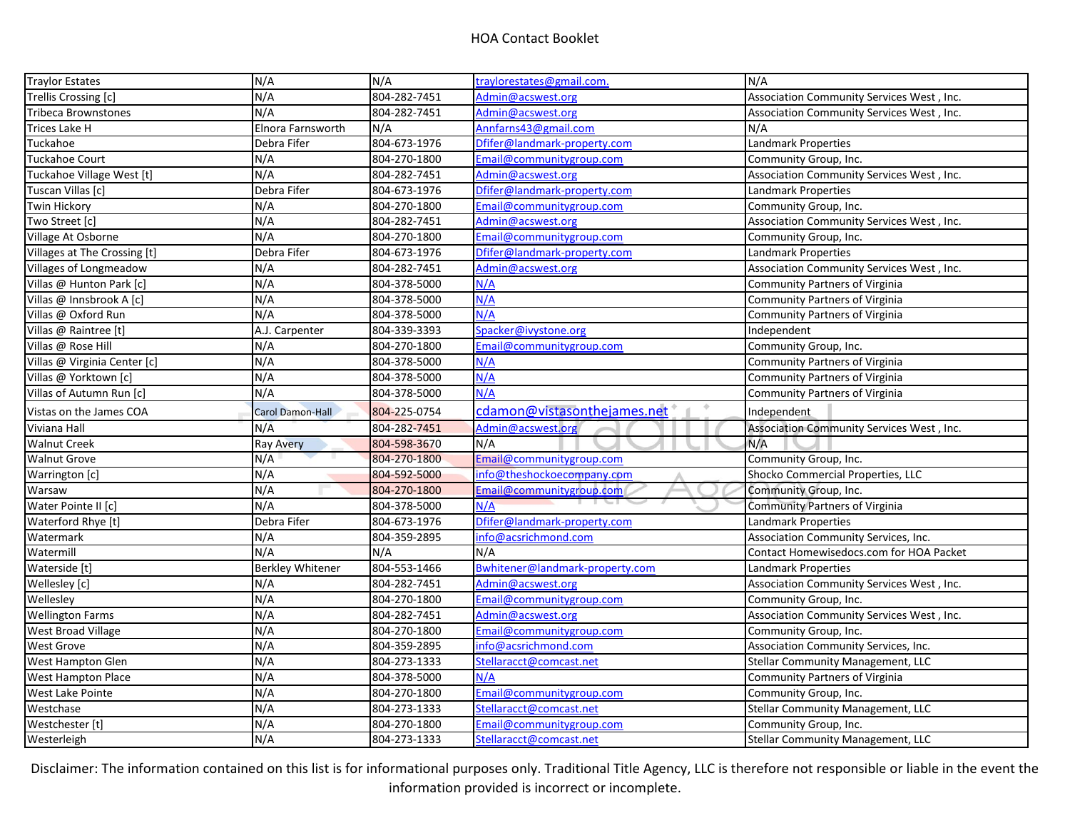HOA Contact Booklet

| | | | | |
|---|---|---|---|---|
| Traylor Estates | N/A | N/A | traylorestates@gmail.com. | N/A |
| Trellis Crossing [c] | N/A | 804-282-7451 | Admin@acswest.org | Association Community Services West , Inc. |
| Tribeca Brownstones | N/A | 804-282-7451 | Admin@acswest.org | Association Community Services West , Inc. |
| Trices Lake H | Elnora Farnsworth | N/A | Annfarns43@gmail.com | N/A |
| Tuckahoe | Debra Fifer | 804-673-1976 | Dfifer@landmark-property.com | Landmark Properties |
| Tuckahoe Court | N/A | 804-270-1800 | Email@communitygroup.com | Community Group, Inc. |
| Tuckahoe Village West [t] | N/A | 804-282-7451 | Admin@acswest.org | Association Community Services West , Inc. |
| Tuscan Villas [c] | Debra Fifer | 804-673-1976 | Dfifer@landmark-property.com | Landmark Properties |
| Twin Hickory | N/A | 804-270-1800 | Email@communitygroup.com | Community Group, Inc. |
| Two Street [c] | N/A | 804-282-7451 | Admin@acswest.org | Association Community Services West , Inc. |
| Village At Osborne | N/A | 804-270-1800 | Email@communitygroup.com | Community Group, Inc. |
| Villages at The Crossing [t] | Debra Fifer | 804-673-1976 | Dfifer@landmark-property.com | Landmark Properties |
| Villages of Longmeadow | N/A | 804-282-7451 | Admin@acswest.org | Association Community Services West , Inc. |
| Villas @ Hunton Park [c] | N/A | 804-378-5000 | N/A | Community Partners of Virginia |
| Villas @ Innsbrook A [c] | N/A | 804-378-5000 | N/A | Community Partners of Virginia |
| Villas @ Oxford Run | N/A | 804-378-5000 | N/A | Community Partners of Virginia |
| Villas @ Raintree [t] | A.J. Carpenter | 804-339-3393 | Spacker@ivystone.org | Independent |
| Villas @ Rose Hill | N/A | 804-270-1800 | Email@communitygroup.com | Community Group, Inc. |
| Villas @ Virginia Center [c] | N/A | 804-378-5000 | N/A | Community Partners of Virginia |
| Villas @ Yorktown [c] | N/A | 804-378-5000 | N/A | Community Partners of Virginia |
| Villas of Autumn Run [c] | N/A | 804-378-5000 | N/A | Community Partners of Virginia |
| Vistas on the James COA | Carol Damon-Hall | 804-225-0754 | cdamon@vistasonthejames.net | Independent |
| Viviana Hall | N/A | 804-282-7451 | Admin@acswest.org | Association Community Services West , Inc. |
| Walnut Creek | Ray Avery | 804-598-3670 | N/A | N/A |
| Walnut Grove | N/A | 804-270-1800 | Email@communitygroup.com | Community Group, Inc. |
| Warrington [c] | N/A | 804-592-5000 | info@theshockoecompany.com | Shocko Commercial Properties, LLC |
| Warsaw | N/A | 804-270-1800 | Email@communitygroup.com | Community Group, Inc. |
| Water Pointe II [c] | N/A | 804-378-5000 | N/A | Community Partners of Virginia |
| Waterford Rhye [t] | Debra Fifer | 804-673-1976 | Dfifer@landmark-property.com | Landmark Properties |
| Watermark | N/A | 804-359-2895 | info@acsrichmond.com | Association Community Services, Inc. |
| Watermill | N/A | N/A | N/A | Contact Homewisedocs.com for HOA Packet |
| Waterside [t] | Berkley Whitener | 804-553-1466 | Bwhitener@landmark-property.com | Landmark Properties |
| Wellesley [c] | N/A | 804-282-7451 | Admin@acswest.org | Association Community Services West , Inc. |
| Wellesley | N/A | 804-270-1800 | Email@communitygroup.com | Community Group, Inc. |
| Wellington Farms | N/A | 804-282-7451 | Admin@acswest.org | Association Community Services West , Inc. |
| West Broad Village | N/A | 804-270-1800 | Email@communitygroup.com | Community Group, Inc. |
| West Grove | N/A | 804-359-2895 | info@acsrichmond.com | Association Community Services, Inc. |
| West Hampton Glen | N/A | 804-273-1333 | Stellaracct@comcast.net | Stellar Community Management, LLC |
| West Hampton Place | N/A | 804-378-5000 | N/A | Community Partners of Virginia |
| West Lake Pointe | N/A | 804-270-1800 | Email@communitygroup.com | Community Group, Inc. |
| Westchase | N/A | 804-273-1333 | Stellaracct@comcast.net | Stellar Community Management, LLC |
| Westchester [t] | N/A | 804-270-1800 | Email@communitygroup.com | Community Group, Inc. |
| Westerleigh | N/A | 804-273-1333 | Stellaracct@comcast.net | Stellar Community Management, LLC |

Disclaimer: The information contained on this list is for informational purposes only. Traditional Title Agency, LLC is therefore not responsible or liable in the event the information provided is incorrect or incomplete.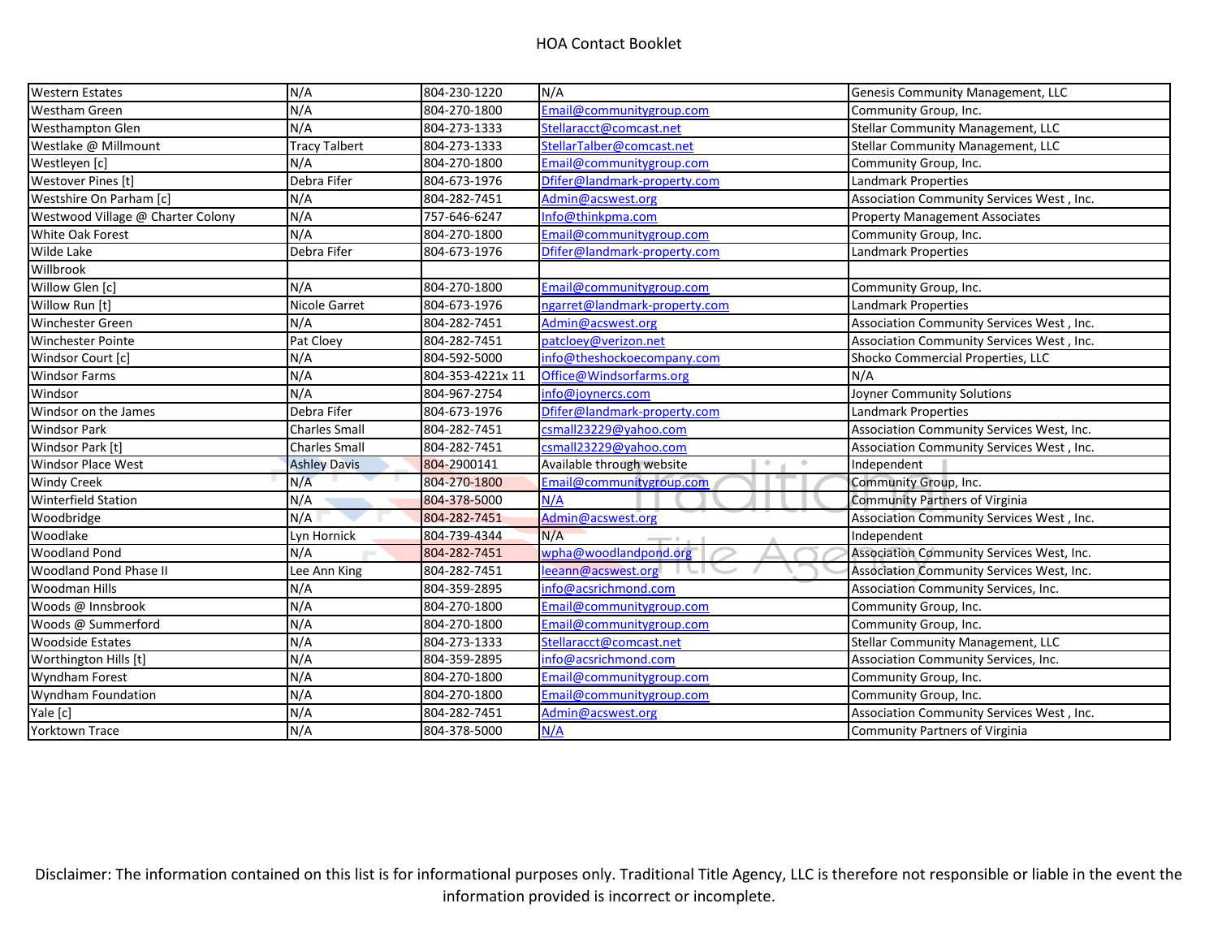| | | | | |
|---|---|---|---|---|
| Western Estates | N/A | 804-230-1220 | N/A | Genesis Community Management, LLC |
| Westham Green | N/A | 804-270-1800 | Email@communitygroup.com | Community Group, Inc. |
| Westhampton Glen | N/A | 804-273-1333 | Stellaracct@comcast.net | Stellar Community Management, LLC |
| Westlake @ Millmount | Tracy Talbert | 804-273-1333 | StellarTalber@comcast.net | Stellar Community Management, LLC |
| Westleyen [c] | N/A | 804-270-1800 | Email@communitygroup.com | Community Group, Inc. |
| Westover Pines [t] | Debra Fifer | 804-673-1976 | Dfifer@landmark-property.com | Landmark Properties |
| Westshire On Parham [c] | N/A | 804-282-7451 | Admin@acswest.org | Association Community Services West , Inc. |
| Westwood Village @ Charter Colony | N/A | 757-646-6247 | Info@thinkpma.com | Property Management Associates |
| White Oak Forest | N/A | 804-270-1800 | Email@communitygroup.com | Community Group, Inc. |
| Wilde Lake | Debra Fifer | 804-673-1976 | Dfifer@landmark-property.com | Landmark Properties |
| Willbrook | | | | |
| Willow Glen [c] | N/A | 804-270-1800 | Email@communitygroup.com | Community Group, Inc. |
| Willow Run [t] | Nicole Garret | 804-673-1976 | ngarret@landmark-property.com | Landmark Properties |
| Winchester Green | N/A | 804-282-7451 | Admin@acswest.org | Association Community Services West , Inc. |
| Winchester Pointe | Pat Cloey | 804-282-7451 | patcloey@verizon.net | Association Community Services West , Inc. |
| Windsor Court [c] | N/A | 804-592-5000 | info@theshockoecompany.com | Shocko Commercial Properties, LLC |
| Windsor Farms | N/A | 804-353-4221x 11 | Office@Windsorfarms.org | N/A |
| Windsor | N/A | 804-967-2754 | info@joynercs.com | Joyner Community Solutions |
| Windsor on the James | Debra Fifer | 804-673-1976 | Dfifer@landmark-property.com | Landmark Properties |
| Windsor Park | Charles Small | 804-282-7451 | csmall23229@yahoo.com | Association Community Services West, Inc. |
| Windsor Park [t] | Charles Small | 804-282-7451 | csmall23229@yahoo.com | Association Community Services West , Inc. |
| Windsor Place West | Ashley Davis | 804-2900141 | Available through website | Independent |
| Windy Creek | N/A | 804-270-1800 | Email@communitygroup.com | Community Group, Inc. |
| Winterfield Station | N/A | 804-378-5000 | N/A | Community Partners of Virginia |
| Woodbridge | N/A | 804-282-7451 | Admin@acswest.org | Association Community Services West , Inc. |
| Woodlake | Lyn Hornick | 804-739-4344 | N/A | Independent |
| Woodland Pond | N/A | 804-282-7451 | wpha@woodlandpond.org | Association Community Services West, Inc. |
| Woodland Pond Phase II | Lee Ann King | 804-282-7451 | leeann@acswest.org | Association Community Services West, Inc. |
| Woodman Hills | N/A | 804-359-2895 | info@acsrichmond.com | Association Community Services, Inc. |
| Woods @ Innsbrook | N/A | 804-270-1800 | Email@communitygroup.com | Community Group, Inc. |
| Woods @ Summerford | N/A | 804-270-1800 | Email@communitygroup.com | Community Group, Inc. |
| Woodside Estates | N/A | 804-273-1333 | Stellaracct@comcast.net | Stellar Community Management, LLC |
| Worthington Hills [t] | N/A | 804-359-2895 | info@acsrichmond.com | Association Community Services, Inc. |
| Wyndham Forest | N/A | 804-270-1800 | Email@communitygroup.com | Community Group, Inc. |
| Wyndham Foundation | N/A | 804-270-1800 | Email@communitygroup.com | Community Group, Inc. |
| Yale [c] | N/A | 804-282-7451 | Admin@acswest.org | Association Community Services West , Inc. |
| Yorktown Trace | N/A | 804-378-5000 | N/A | Community Partners of Virginia |

Disclaimer: The information contained on this list is for informational purposes only. Traditional Title Agency, LLC is therefore not responsible or liable in the event the information provided is incorrect or incomplete.